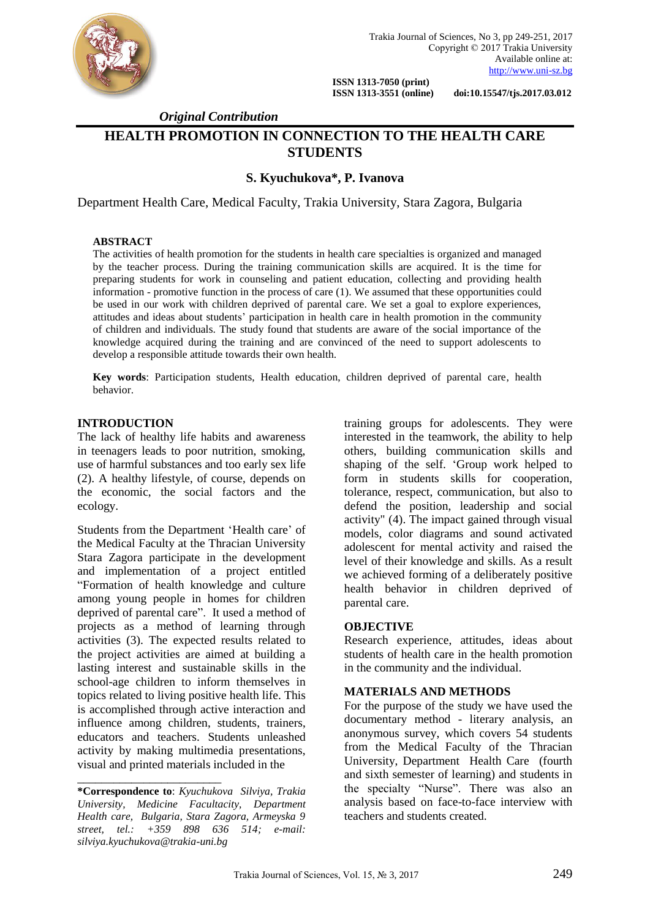*Original Contribution*

# HEALTH PROMOTION IN CONNECTION TO THE HEALTH CARE STUDENTS

**S. Kyuchukova\*, P. Ivanova**

Department Health Care, Medical Faculty, Trakia University, Stara Zagora, Bulgaria

## ABSTRACT

The activities of health promotion for the students in health care specialties is organized and managed by the teacher process. During the training communication skills are acquired. It is the time for preparing students for work in counseling and patient education, collecting and providing health information - promotive function in the process of care (1). We assumed that these opportunities could be used in our work with children deprived of parental care. We set a goal to explore experiences, attitudes and ideas about students' participation in health care in health promotion in the community of children and individuals. The study found that students are aware of the social importance of the knowledge acquired during the training and are convinced of the need to support adolescents to develop a responsible attitude towards their own health.

**Key words**: Participation students, Health education, children deprived of parental care, health behavior.

## INTRODUCTION

The lack of healthy life habits and awareness in teenagers leads to poor nutrition, smoking, use of harmful substances and too early sex life (2). A healthy lifestyle, of course, depends on the economic, the social factors and the ecology.

Students from the Department 'Health care' of the Medical Faculty at the Thracian University Stara Zagora participate in the development and implementation of a project entitled "Formation of health knowledge and culture among young people in homes for children deprived of parental care". It used a method of projects as a method of learning through activities (3). The expected results related to the project activities are aimed at building a lasting interest and sustainable skills in the school-age children to inform themselves in topics related to living positive health life. This is accomplished through active interaction and influence among children, students, trainers, educators and teachers. Students unleashed activity by making multimedia presentations, visual and printed materials included in the training groups for adolescents. They were interested in the teamwork, the ability to help others, building communication skills and shaping of the self. 'Group work helped to form in students skills for cooperation, tolerance, respect, communication, but also to defend the position, leadership and social activity" (4). The impact gained through visual models, color diagrams and sound activated adolescent for mental activity and raised the level of their knowledge and skills. As a result we achieved forming of a deliberately positive health behavior in children deprived of parental care.

## OBJECTIVE

Research experience, attitudes, ideas about students of health care in the health promotion in the community and the individual.

## MATERIALS AND METHODS

For the purpose of the study we have used the documentary method - literary analysis, an anonymous survey, which covers 54 students from the Medical Faculty of the Thracian University, Department Health Care (fourth and sixth semester of learning) and students in the specialty "Nurse". There was also an analysis based on face-to-face interview with teachers and students created.

---

**\*Correspondence to**: *Kyuchukova Silviya, Trakia University, Medicine Facultacity, Department Health care, Bulgaria, Stara Zagora, Armeyska 9 street, tel.: +359 898 636 514; e-mail: silviya.kyuchukova@trakia-uni.bg*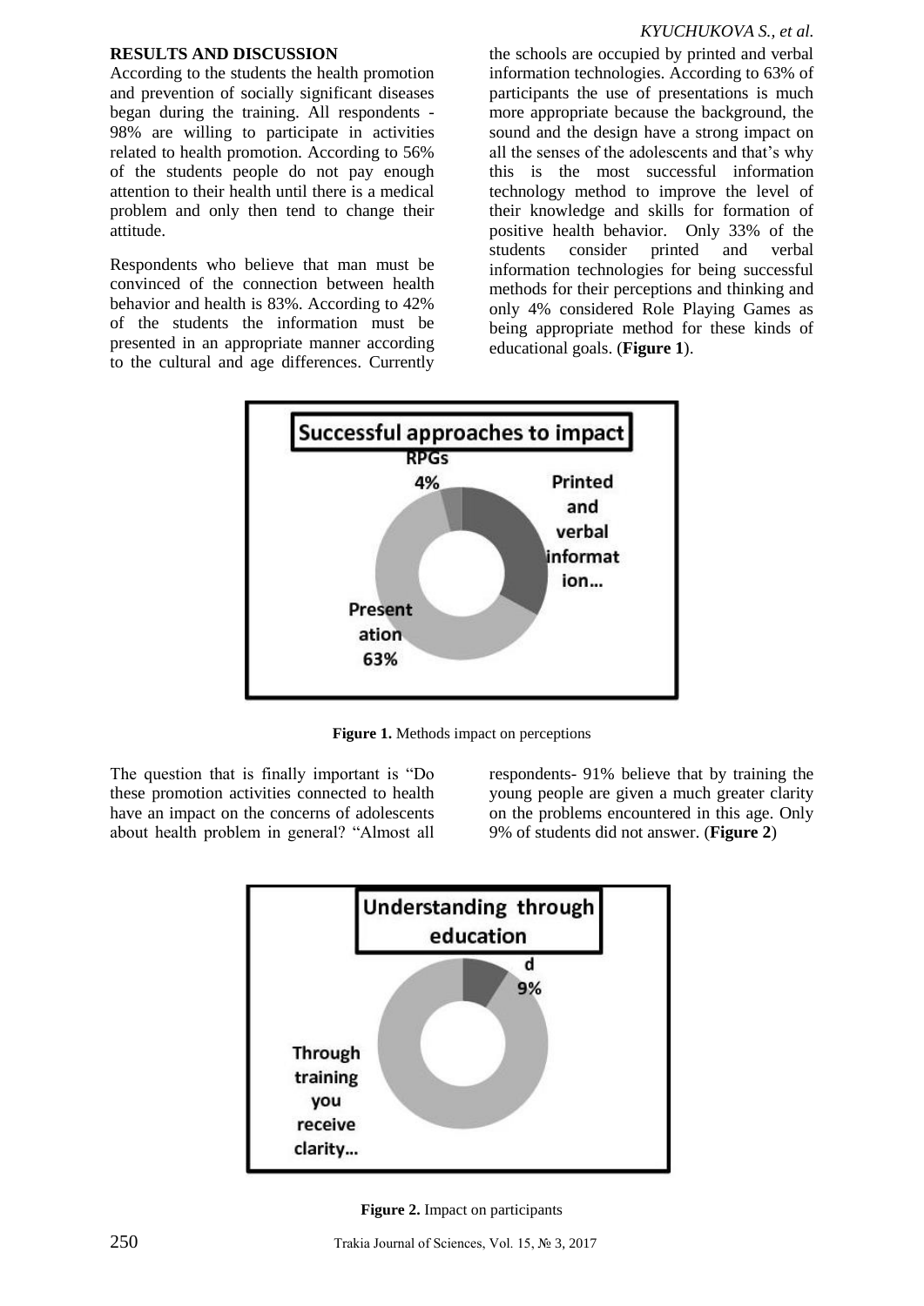## RESULTS AND DISCUSSION

According to the students the health promotion and prevention of socially significant diseases began during the training. All respondents - 98% are willing to participate in activities related to health promotion. According to 56% of the students people do not pay enough attention to their health until there is a medical problem and only then tend to change their attitude.

Respondents who believe that man must be convinced of the connection between health behavior and health is 83%. According to 42% of the students the information must be presented in an appropriate manner according to the cultural and age differences. Currently the schools are occupied by printed and verbal information technologies. According to 63% of participants the use of presentations is much more appropriate because the background, the sound and the design have a strong impact on all the senses of the adolescents and that's why this is the most successful information technology method to improve the level of their knowledge and skills for formation of positive health behavior. Only 33% of the students consider printed and verbal information technologies for being successful methods for their perceptions and thinking and only 4% considered Role Playing Games as being appropriate method for these kinds of educational goals. (**Figure 1**).

**Figure 1.** Methods impact on perceptions

The question that is finally important is "Do these promotion activities connected to health have an impact on the concerns of adolescents about health problem in general? "Almost all respondents- 91% believe that by training the young people are given a much greater clarity on the problems encountered in this age. Only 9% of students did not answer. (**Figure 2**)

**Figure 2.** Impact on participants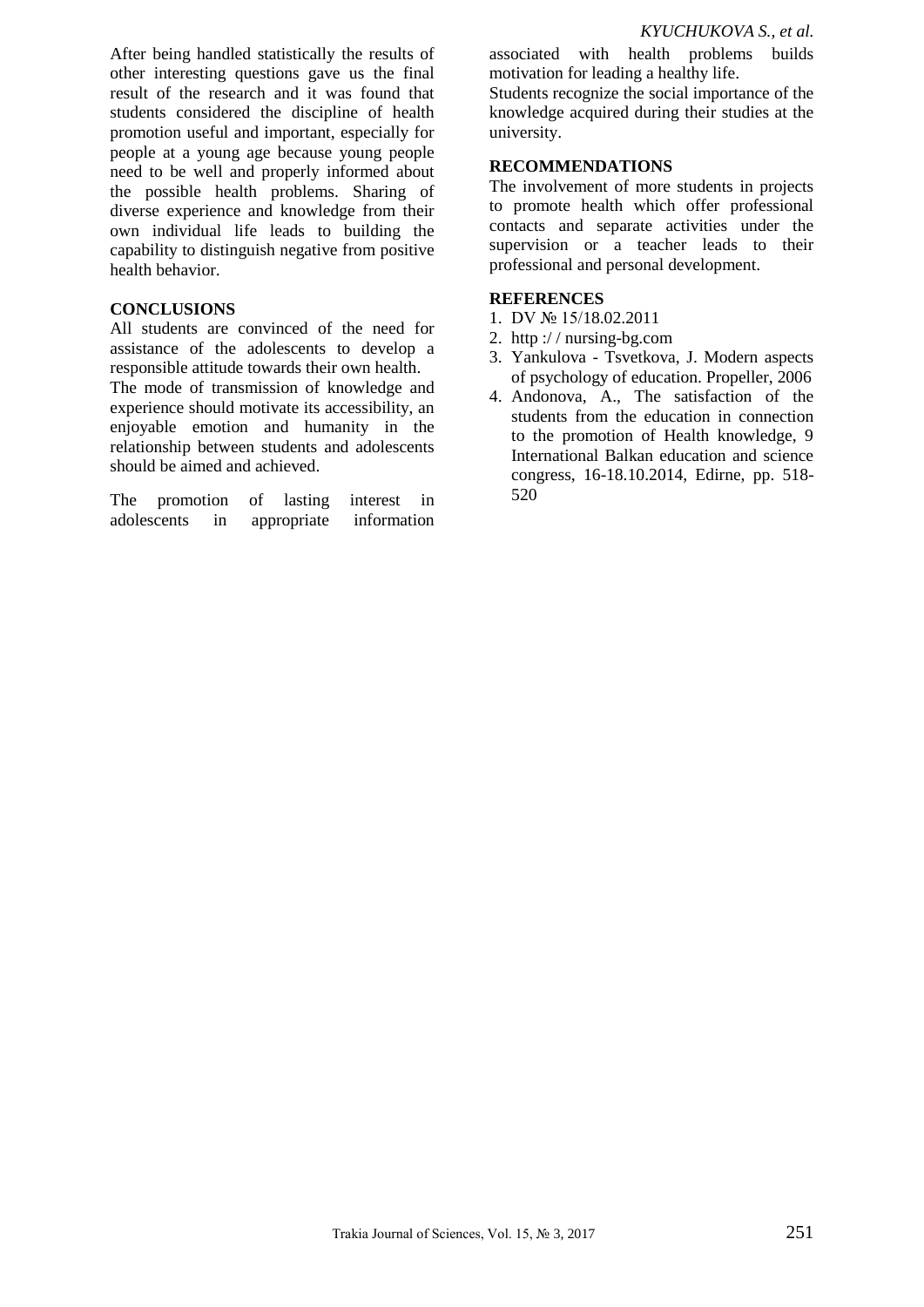After being handled statistically the results of other interesting questions gave us the final result of the research and it was found that students considered the discipline of health promotion useful and important, especially for people at a young age because young people need to be well and properly informed about the possible health problems. Sharing of diverse experience and knowledge from their own individual life leads to building the capability to distinguish negative from positive health behavior.

## CONCLUSIONS

All students are convinced of the need for assistance of the adolescents to develop a responsible attitude towards their own health.

The mode of transmission of knowledge and experience should motivate its accessibility, an enjoyable emotion and humanity in the relationship between students and adolescents should be aimed and achieved.

The promotion of lasting interest in adolescents in appropriate information associated with health problems builds motivation for leading a healthy life.

Students recognize the social importance of the knowledge acquired during their studies at the university.

## RECOMMENDATIONS

The involvement of more students in projects to promote health which offer professional contacts and separate activities under the supervision or a teacher leads to their professional and personal development.

## REFERENCES

1. DV № 15/18.02.2011
2. http :/ / nursing-bg.com
3. Yankulova - Tsvetkova, J. Modern aspects of psychology of education. Propeller, 2006
4. Andonova, A., The satisfaction of the students from the education in connection to the promotion of Health knowledge, 9 International Balkan education and science congress, 16-18.10.2014, Edirne, pp. 518-520